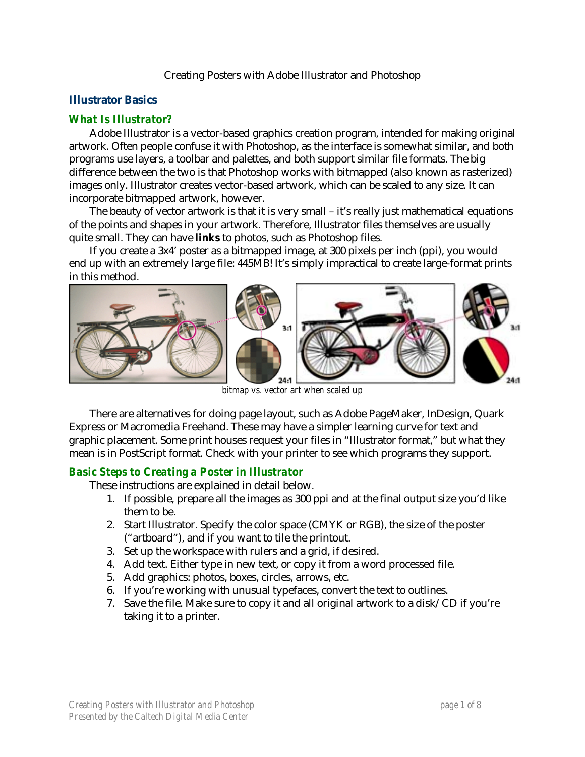Creating Posters with Adobe Illustrator and Photoshop

## Illustrator Basics

### *What Is Illustrator?*

Adobe Illustrator is a vector-based graphics creation program, intended for making original artwork. Often people confuse it with Photoshop, as the interface is somewhat similar, and both programs use layers, a toolbar and palettes, and both support similar file formats. The big difference between the two is that Photoshop works with bitmapped (also known as rasterized) images only. Illustrator creates vector-based artwork, which can be scaled to any size. It can incorporate bitmapped artwork, however.

The beauty of vector artwork is that it is very small – it's really just mathematical equations of the points and shapes in your artwork. Therefore, Illustrator files themselves are usually quite small. They can have **links** to photos, such as Photoshop files.

If you create a 3x4' poster as a bitmapped image, at 300 pixels per inch (ppi), you would end up with an extremely large file: 445MB! It's simply impractical to create large-format prints in this method.

*bitmap vs. vector art when scaled up*

There are alternatives for doing page layout, such as Adobe PageMaker, InDesign, Quark Express or Macromedia Freehand. These may have a simpler learning curve for text and graphic placement. Some print houses request your files in "Illustrator format," but what they mean is in PostScript format. Check with your printer to see which programs they support.

### *Basic Steps to Creating a Poster in Illustrator*

These instructions are explained in detail below.

1. If possible, prepare all the images as 300 ppi and at the final output size you'd like them to be.
2. Start Illustrator. Specify the color space (CMYK or RGB), the size of the poster ("artboard"), and if you want to tile the printout.
3. Set up the workspace with rulers and a grid, if desired.
4. Add text. Either type in new text, or copy it from a word processed file.
5. Add graphics: photos, boxes, circles, arrows, etc.
6. If you're working with unusual typefaces, convert the text to outlines.
7. Save the file. Make sure to copy it and all original artwork to a disk/CD if you're taking it to a printer.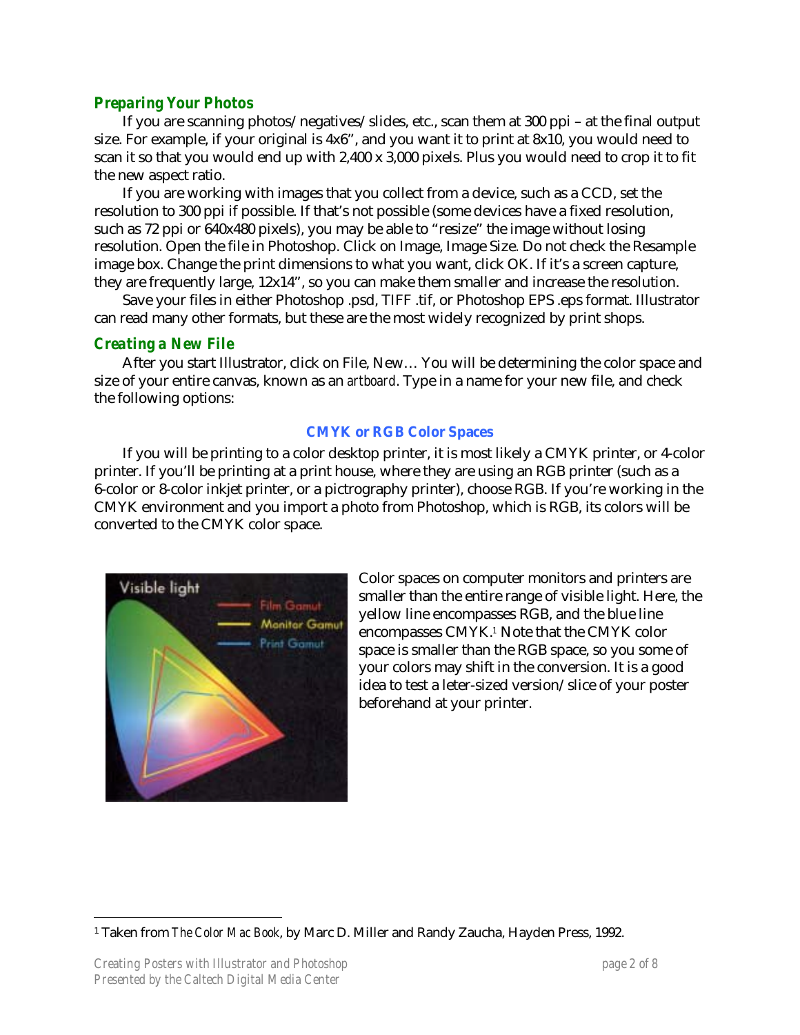## Preparing Your Photos

If you are scanning photos/negatives/slides, etc., scan them at 300 ppi – at the final output size. For example, if your original is 4x6", and you want it to print at 8x10, you would need to scan it so that you would end up with 2,400 x 3,000 pixels. Plus you would need to crop it to fit the new aspect ratio.

If you are working with images that you collect from a device, such as a CCD, set the resolution to 300 ppi if possible. If that's not possible (some devices have a fixed resolution, such as 72 ppi or 640x480 pixels), you may be able to "resize" the image without losing resolution. Open the file in Photoshop. Click on Image, Image Size. Do not check the Resample image box. Change the print dimensions to what you want, click OK. If it's a screen capture, they are frequently large, 12x14", so you can make them smaller and increase the resolution.

Save your files in either Photoshop .psd, TIFF .tif, or Photoshop EPS .eps format. Illustrator can read many other formats, but these are the most widely recognized by print shops.

## Creating a New File

After you start Illustrator, click on File, New… You will be determining the color space and size of your entire canvas, known as an *artboard*. Type in a name for your new file, and check the following options:

### CMYK or RGB Color Spaces

If you will be printing to a color desktop printer, it is most likely a CMYK printer, or 4-color printer. If you'll be printing at a print house, where they are using an RGB printer (such as a 6-color or 8-color inkjet printer, or a pictrography printer), choose RGB. If you're working in the CMYK environment and you import a photo from Photoshop, which is RGB, its colors will be converted to the CMYK color space.

Color spaces on computer monitors and printers are smaller than the entire range of visible light. Here, the yellow line encompasses RGB, and the blue line encompasses CMYK.[1] Note that the CMYK color space is smaller than the RGB space, so you some of your colors may shift in the conversion. It is a good idea to test a leter-sized version/slice of your poster beforehand at your printer.

[1] Taken from *The Color Mac Book*, by Marc D. Miller and Randy Zaucha, Hayden Press, 1992.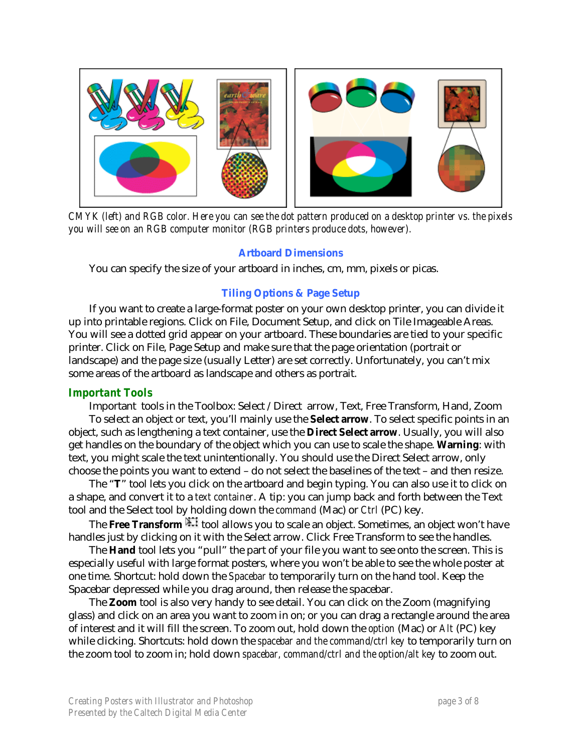*CMYK (left) and RGB color. Here you can see the dot pattern produced on a desktop printer vs. the pixels you will see on an RGB computer monitor (RGB printers produce dots, however).*

### Artboard Dimensions

You can specify the size of your artboard in inches, cm, mm, pixels or picas.

### Tiling Options & Page Setup

If you want to create a large-format poster on your own desktop printer, you can divide it up into printable regions. Click on File, Document Setup, and click on Tile Imageable Areas. You will see a dotted grid appear on your artboard. These boundaries are tied to your specific printer. Click on File, Page Setup and make sure that the page orientation (portrait or landscape) and the page size (usually Letter) are set correctly. Unfortunately, you can't mix some areas of the artboard as landscape and others as portrait.

## Important Tools

Important tools in the Toolbox: Select / Direct arrow, Text, Free Transform, Hand, Zoom

To select an object or text, you'll mainly use the **Select arrow**. To select specific points in an object, such as lengthening a text container, use the **Direct Select arrow**. Usually, you will also get handles on the boundary of the object which you can use to scale the shape. **Warning**: with text, you might scale the text unintentionally. You should use the Direct Select arrow, only choose the points you want to extend – do not select the baselines of the text – and then resize.

The "**T**" tool lets you click on the artboard and begin typing. You can also use it to click on a shape, and convert it to a *text container*. A tip: you can jump back and forth between the Text tool and the Select tool by holding down the *command* (Mac) or *Ctrl* (PC) key.

The **Free Transform** tool allows you to scale an object. Sometimes, an object won't have handles just by clicking on it with the Select arrow. Click Free Transform to see the handles.

The **Hand** tool lets you "pull" the part of your file you want to see onto the screen. This is especially useful with large format posters, where you won't be able to see the whole poster at one time. Shortcut: hold down the *Spacebar* to temporarily turn on the hand tool. Keep the Spacebar depressed while you drag around, then release the spacebar.

The **Zoom** tool is also very handy to see detail. You can click on the Zoom (magnifying glass) and click on an area you want to zoom in on; or you can drag a rectangle around the area of interest and it will fill the screen. To zoom out, hold down the *option* (Mac) or *Alt* (PC) key while clicking. Shortcuts: hold down the *spacebar and the command/ctrl key* to temporarily turn on the zoom tool to zoom in; hold down *spacebar, command/ctrl and the option/alt key* to zoom out.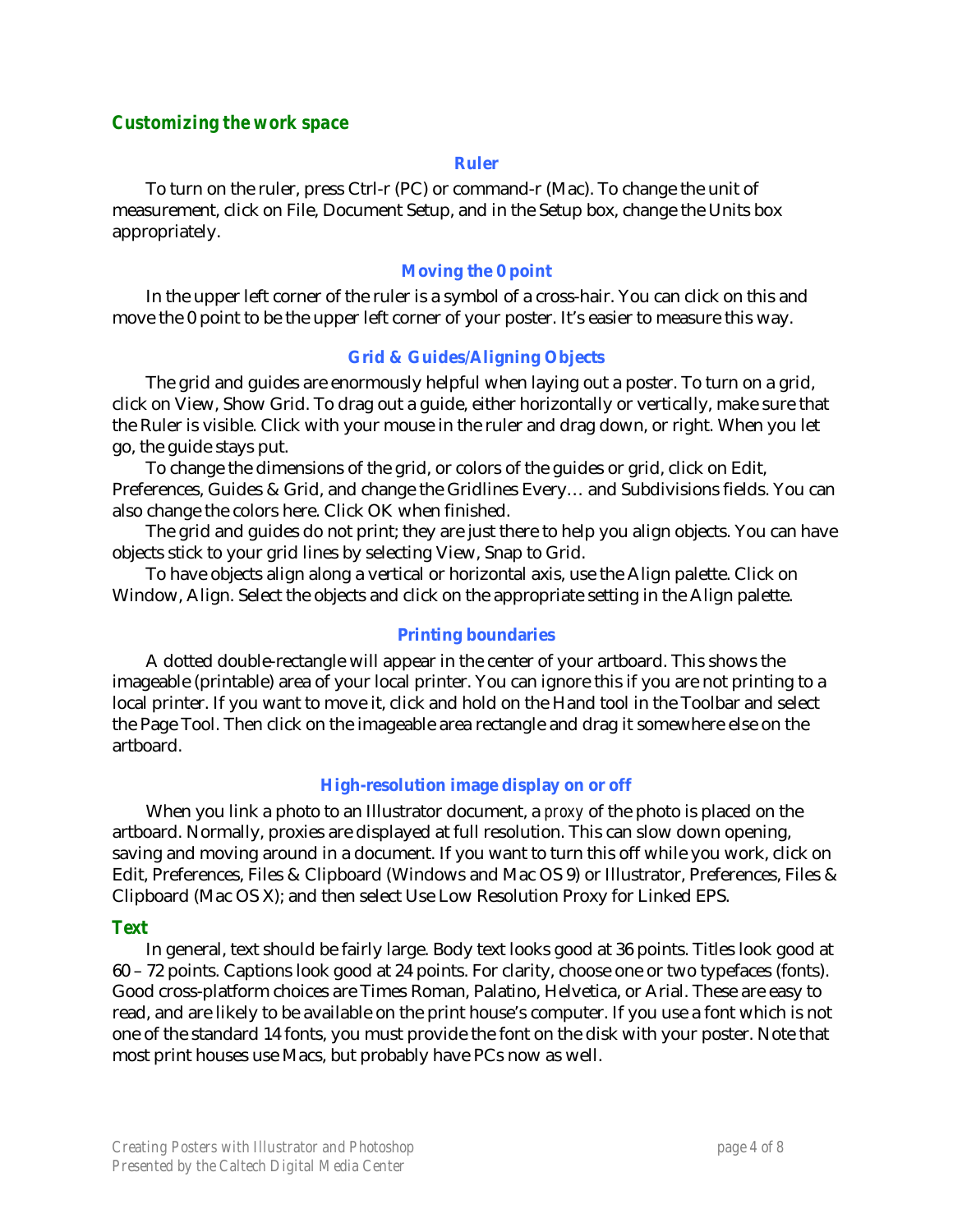## Customizing the work space

### Ruler

To turn on the ruler, press Ctrl-r (PC) or command-r (Mac). To change the unit of measurement, click on File, Document Setup, and in the Setup box, change the Units box appropriately.

### Moving the 0 point

In the upper left corner of the ruler is a symbol of a cross-hair. You can click on this and move the 0 point to be the upper left corner of your poster. It's easier to measure this way.

### Grid & Guides/Aligning Objects

The grid and guides are enormously helpful when laying out a poster. To turn on a grid, click on View, Show Grid. To drag out a guide, either horizontally or vertically, make sure that the Ruler is visible. Click with your mouse in the ruler and drag down, or right. When you let go, the guide stays put.

To change the dimensions of the grid, or colors of the guides or grid, click on Edit, Preferences, Guides & Grid, and change the Gridlines Every… and Subdivisions fields. You can also change the colors here. Click OK when finished.

The grid and guides do not print; they are just there to help you align objects. You can have objects stick to your grid lines by selecting View, Snap to Grid.

To have objects align along a vertical or horizontal axis, use the Align palette. Click on Window, Align. Select the objects and click on the appropriate setting in the Align palette.

### Printing boundaries

A dotted double-rectangle will appear in the center of your artboard. This shows the imageable (printable) area of your local printer. You can ignore this if you are not printing to a local printer. If you want to move it, click and hold on the Hand tool in the Toolbar and select the Page Tool. Then click on the imageable area rectangle and drag it somewhere else on the artboard.

### High-resolution image display on or off

When you link a photo to an Illustrator document, a *proxy* of the photo is placed on the artboard. Normally, proxies are displayed at full resolution. This can slow down opening, saving and moving around in a document. If you want to turn this off while you work, click on Edit, Preferences, Files & Clipboard (Windows and Mac OS 9) or Illustrator, Preferences, Files & Clipboard (Mac OS X); and then select Use Low Resolution Proxy for Linked EPS.

## Text

In general, text should be fairly large. Body text looks good at 36 points. Titles look good at 60 – 72 points. Captions look good at 24 points. For clarity, choose one or two typefaces (fonts). Good cross-platform choices are Times Roman, Palatino, Helvetica, or Arial. These are easy to read, and are likely to be available on the print house's computer. If you use a font which is not one of the standard 14 fonts, you must provide the font on the disk with your poster. Note that most print houses use Macs, but probably have PCs now as well.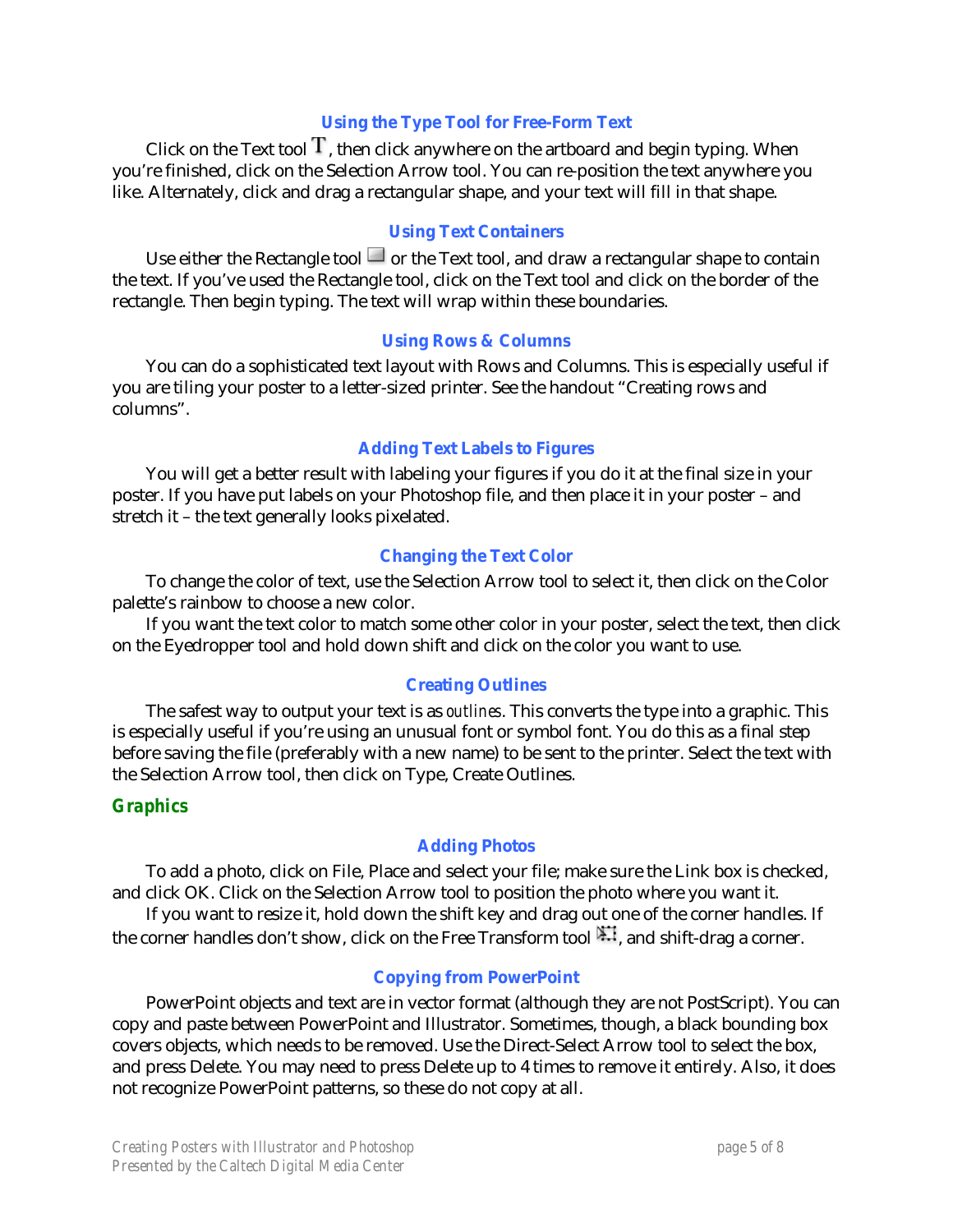### Using the Type Tool for Free-Form Text

Click on the Text tool T, then click anywhere on the artboard and begin typing. When you're finished, click on the Selection Arrow tool. You can re-position the text anywhere you like. Alternately, click and drag a rectangular shape, and your text will fill in that shape.

### Using Text Containers

Use either the Rectangle tool or the Text tool, and draw a rectangular shape to contain the text. If you've used the Rectangle tool, click on the Text tool and click on the border of the rectangle. Then begin typing. The text will wrap within these boundaries.

### Using Rows & Columns

You can do a sophisticated text layout with Rows and Columns. This is especially useful if you are tiling your poster to a letter-sized printer. See the handout "Creating rows and columns".

### Adding Text Labels to Figures

You will get a better result with labeling your figures if you do it at the final size in your poster. If you have put labels on your Photoshop file, and then place it in your poster – and stretch it – the text generally looks pixelated.

### Changing the Text Color

To change the color of text, use the Selection Arrow tool to select it, then click on the Color palette's rainbow to choose a new color.

If you want the text color to match some other color in your poster, select the text, then click on the Eyedropper tool and hold down shift and click on the color you want to use.

### Creating Outlines

The safest way to output your text is as *outlines*. This converts the type into a graphic. This is especially useful if you're using an unusual font or symbol font. You do this as a final step before saving the file (preferably with a new name) to be sent to the printer. Select the text with the Selection Arrow tool, then click on Type, Create Outlines.

## Graphics

### Adding Photos

To add a photo, click on File, Place and select your file; make sure the Link box is checked, and click OK. Click on the Selection Arrow tool to position the photo where you want it.

If you want to resize it, hold down the shift key and drag out one of the corner handles. If the corner handles don't show, click on the Free Transform tool, and shift-drag a corner.

### Copying from PowerPoint

PowerPoint objects and text are in vector format (although they are not PostScript). You can copy and paste between PowerPoint and Illustrator. Sometimes, though, a black bounding box covers objects, which needs to be removed. Use the Direct-Select Arrow tool to select the box, and press Delete. You may need to press Delete up to 4 times to remove it entirely. Also, it does not recognize PowerPoint patterns, so these do not copy at all.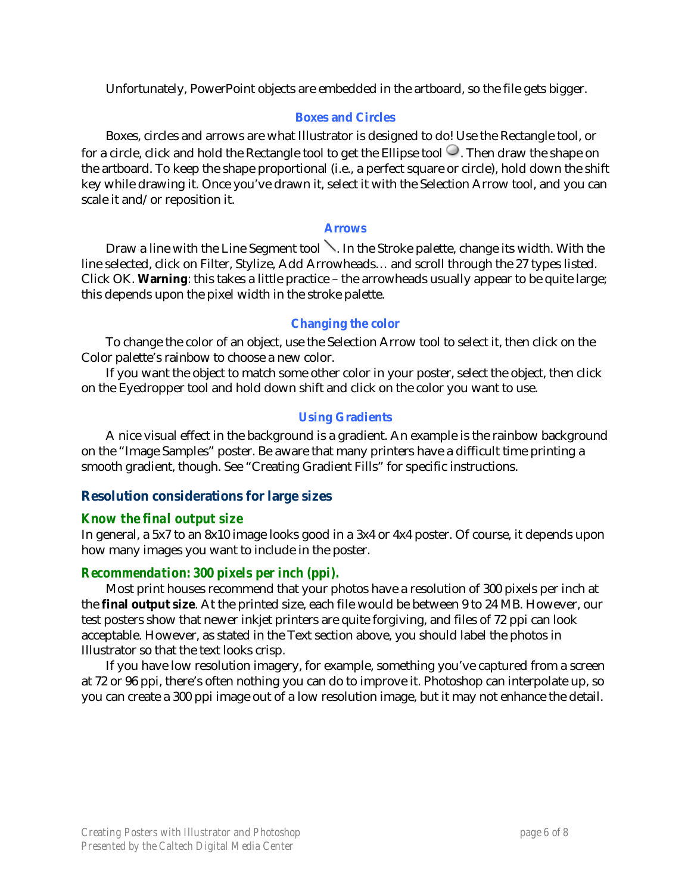Unfortunately, PowerPoint objects are embedded in the artboard, so the file gets bigger.

#### Boxes and Circles

Boxes, circles and arrows are what Illustrator is designed to do! Use the Rectangle tool, or for a circle, click and hold the Rectangle tool to get the Ellipse tool. Then draw the shape on the artboard. To keep the shape proportional (i.e., a perfect square or circle), hold down the shift key while drawing it. Once you've drawn it, select it with the Selection Arrow tool, and you can scale it and/or reposition it.

#### Arrows

Draw a line with the Line Segment tool. In the Stroke palette, change its width. With the line selected, click on Filter, Stylize, Add Arrowheads… and scroll through the 27 types listed. Click OK. **Warning**: this takes a little practice – the arrowheads usually appear to be quite large; this depends upon the pixel width in the stroke palette.

#### Changing the color

To change the color of an object, use the Selection Arrow tool to select it, then click on the Color palette's rainbow to choose a new color.

If you want the object to match some other color in your poster, select the object, then click on the Eyedropper tool and hold down shift and click on the color you want to use.

#### Using Gradients

A nice visual effect in the background is a gradient. An example is the rainbow background on the "Image Samples" poster. Be aware that many printers have a difficult time printing a smooth gradient, though. See "Creating Gradient Fills" for specific instructions.

## Resolution considerations for large sizes

### *Know the final output size*

In general, a 5x7 to an 8x10 image looks good in a 3x4 or 4x4 poster. Of course, it depends upon how many images you want to include in the poster.

### *Recommendation: 300 pixels per inch (ppi).*

Most print houses recommend that your photos have a resolution of 300 pixels per inch at the **final output size**. At the printed size, each file would be between 9 to 24 MB. However, our test posters show that newer inkjet printers are quite forgiving, and files of 72 ppi can look acceptable. However, as stated in the Text section above, you should label the photos in Illustrator so that the text looks crisp.

If you have low resolution imagery, for example, something you've captured from a screen at 72 or 96 ppi, there's often nothing you can do to improve it. Photoshop can interpolate up, so you can create a 300 ppi image out of a low resolution image, but it may not enhance the detail.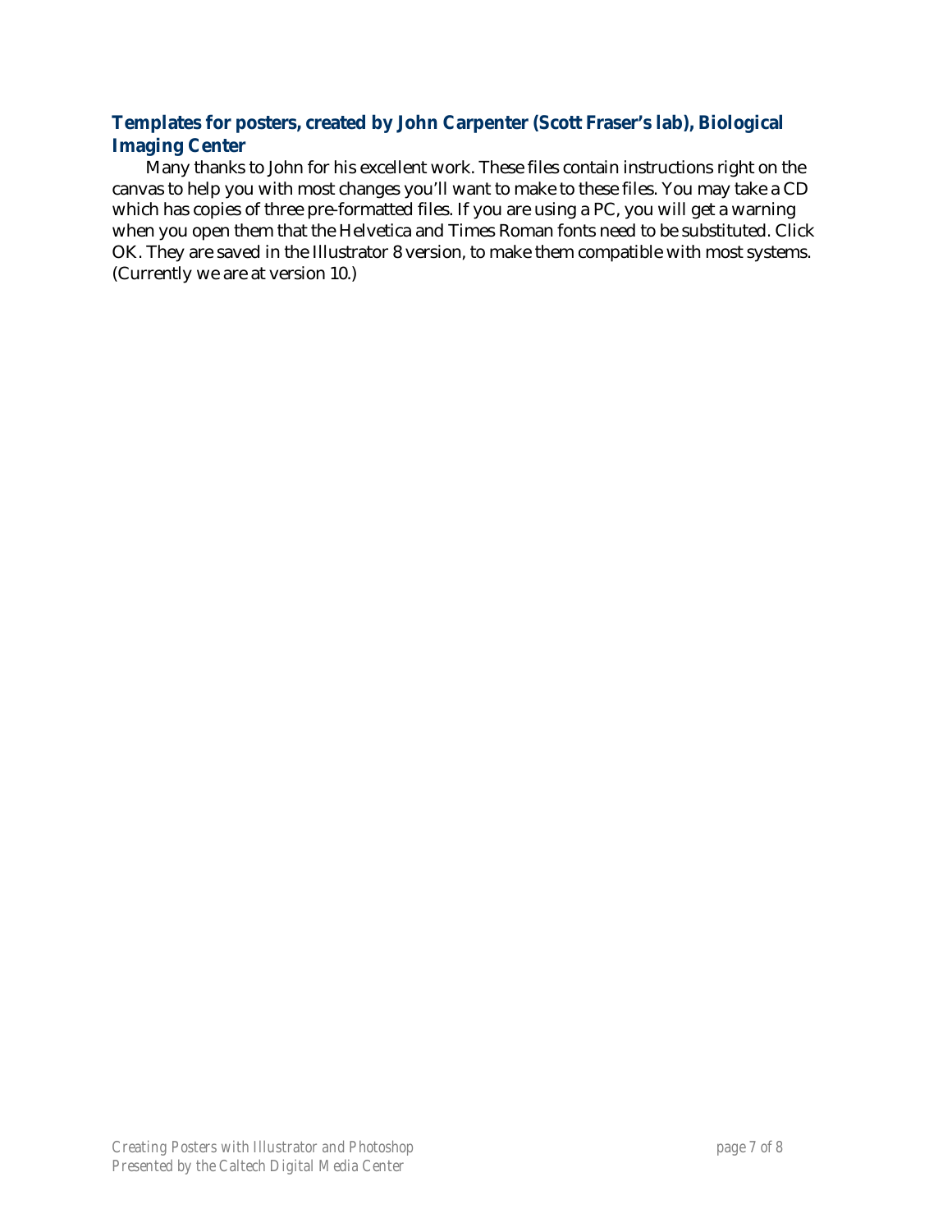### Templates for posters, created by John Carpenter (Scott Fraser's lab), Biological Imaging Center

Many thanks to John for his excellent work. These files contain instructions right on the canvas to help you with most changes you'll want to make to these files. You may take a CD which has copies of three pre-formatted files. If you are using a PC, you will get a warning when you open them that the Helvetica and Times Roman fonts need to be substituted. Click OK. They are saved in the Illustrator 8 version, to make them compatible with most systems. (Currently we are at version 10.)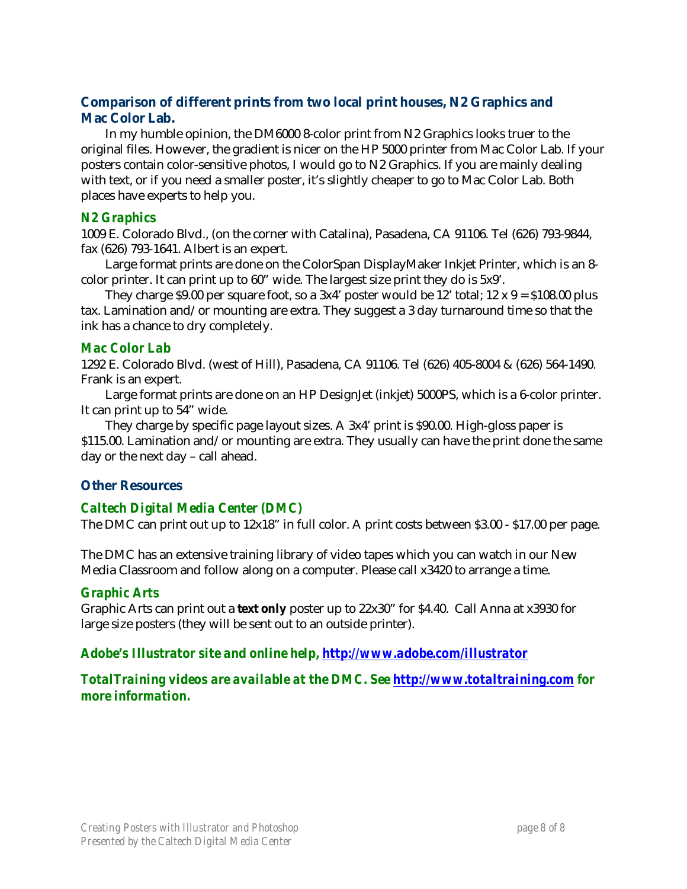## Comparison of different prints from two local print houses, N2 Graphics and Mac Color Lab.

In my humble opinion, the DM6000 8-color print from N2 Graphics looks truer to the original files. However, the gradient is nicer on the HP 5000 printer from Mac Color Lab. If your posters contain color-sensitive photos, I would go to N2 Graphics. If you are mainly dealing with text, or if you need a smaller poster, it's slightly cheaper to go to Mac Color Lab. Both places have experts to help you.

### N2 Graphics

1009 E. Colorado Blvd., (on the corner with Catalina), Pasadena, CA 91106. Tel (626) 793-9844, fax (626) 793-1641. Albert is an expert.

Large format prints are done on the ColorSpan DisplayMaker Inkjet Printer, which is an 8-color printer. It can print up to 60" wide. The largest size print they do is 5x9'.

They charge $9.00 per square foot, so a 3x4' poster would be 12' total; 12 x 9 = $108.00 plus tax. Lamination and/or mounting are extra. They suggest a 3 day turnaround time so that the ink has a chance to dry completely.

### Mac Color Lab

1292 E. Colorado Blvd. (west of Hill), Pasadena, CA 91106. Tel (626) 405-8004 & (626) 564-1490. Frank is an expert.

Large format prints are done on an HP DesignJet (inkjet) 5000PS, which is a 6-color printer. It can print up to 54" wide.

They charge by specific page layout sizes. A 3x4' print is $90.00. High-gloss paper is $115.00. Lamination and/or mounting are extra. They usually can have the print done the same day or the next day – call ahead.

## Other Resources

### Caltech Digital Media Center (DMC)

The DMC can print out up to 12x18" in full color. A print costs between $3.00 - $17.00 per page.

The DMC has an extensive training library of video tapes which you can watch in our New Media Classroom and follow along on a computer. Please call x3420 to arrange a time.

### Graphic Arts

Graphic Arts can print out a **text only** poster up to 22x30" for $4.40. Call Anna at x3930 for large size posters (they will be sent out to an outside printer).

### *Adobe's Illustrator site and online help, http://www.adobe.com/illustrator*

### *TotalTraining videos are available at the DMC. See http://www.totaltraining.com for more information.*